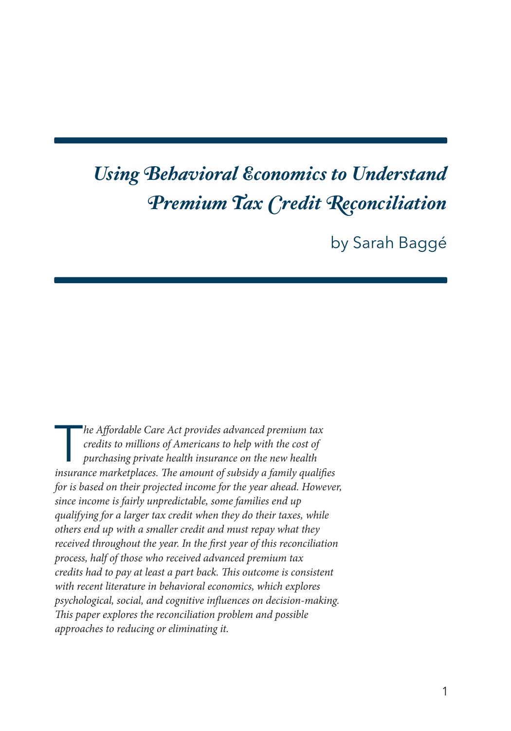# *Using Behavioral Economics to Understand Premium Tax Credit Reconciliation*

by Sarah Baggé

*The Affordable Care Act provides advanced premium tax credits to millions of Americans to help with the cost of purchasing private health insurance on the new health insurance marketplaces. The amount of subsidy a family qualifies for is based on their projected income for the year ahead. However, since income is fairly unpredictable, some families end up qualifying for a larger tax credit when they do their taxes, while others end up with a smaller credit and must repay what they received throughout the year. In the first year of this reconciliation process, half of those who received advanced premium tax credits had to pay at least a part back. This outcome is consistent with recent literature in behavioral economics, which explores psychological, social, and cognitive influences on decision-making. This paper explores the reconciliation problem and possible approaches to reducing or eliminating it.*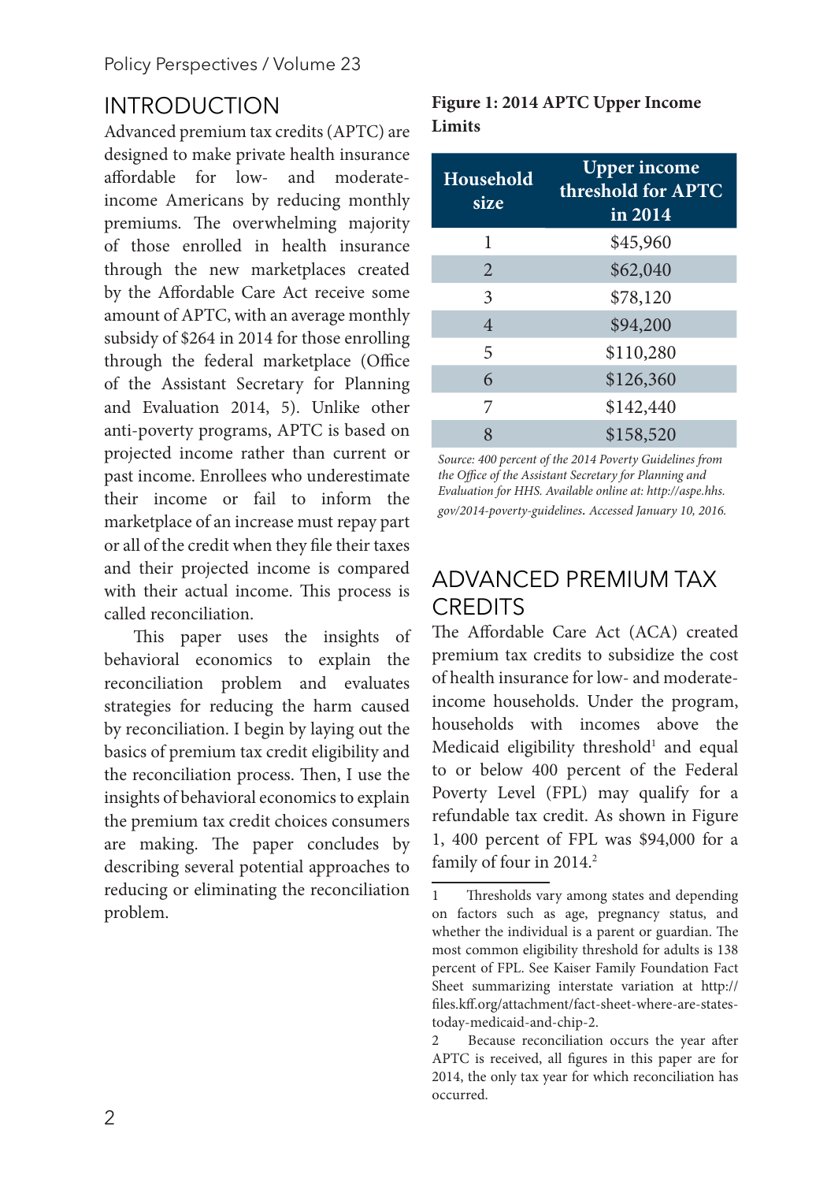## INTRODUCTION

Advanced premium tax credits (APTC) are designed to make private health insurance affordable for low- and moderate-income Americans by reducing monthly premiums. The overwhelming majority of those enrolled in health insurance through the new marketplaces created by the Affordable Care Act receive some amount of APTC, with an average monthly subsidy of $264 in 2014 for those enrolling through the federal marketplace (Office of the Assistant Secretary for Planning and Evaluation 2014, 5). Unlike other anti-poverty programs, APTC is based on projected income rather than current or past income. Enrollees who underestimate their income or fail to inform the marketplace of an increase must repay part or all of the credit when they file their taxes and their projected income is compared with their actual income. This process is called reconciliation.

This paper uses the insights of behavioral economics to explain the reconciliation problem and evaluates strategies for reducing the harm caused by reconciliation. I begin by laying out the basics of premium tax credit eligibility and the reconciliation process. Then, I use the insights of behavioral economics to explain the premium tax credit choices consumers are making. The paper concludes by describing several potential approaches to reducing or eliminating the reconciliation problem.

**Figure 1: 2014 APTC Upper Income Limits**

| Household size | Upper income threshold for APTC in 2014 |
|---|---|
| 1 | $45,960 |
| 2 | $62,040 |
| 3 | $78,120 |
| 4 | $94,200 |
| 5 | $110,280 |
| 6 | $126,360 |
| 7 | $142,440 |
| 8 | $158,520 |

*Source: 400 percent of the 2014 Poverty Guidelines from the Office of the Assistant Secretary for Planning and Evaluation for HHS. Available online at: http://aspe.hhs.gov/2014-poverty-guidelines. Accessed January 10, 2016.*

## ADVANCED PREMIUM TAX CREDITS

The Affordable Care Act (ACA) created premium tax credits to subsidize the cost of health insurance for low- and moderate-income households. Under the program, households with incomes above the Medicaid eligibility threshold[1] and equal to or below 400 percent of the Federal Poverty Level (FPL) may qualify for a refundable tax credit. As shown in Figure 1, 400 percent of FPL was $94,000 for a family of four in 2014.[2]

---

1 Thresholds vary among states and depending on factors such as age, pregnancy status, and whether the individual is a parent or guardian. The most common eligibility threshold for adults is 138 percent of FPL. See Kaiser Family Foundation Fact Sheet summarizing interstate variation at http://files.kff.org/attachment/fact-sheet-where-are-states-today-medicaid-and-chip-2.

2 Because reconciliation occurs the year after APTC is received, all figures in this paper are for 2014, the only tax year for which reconciliation has occurred.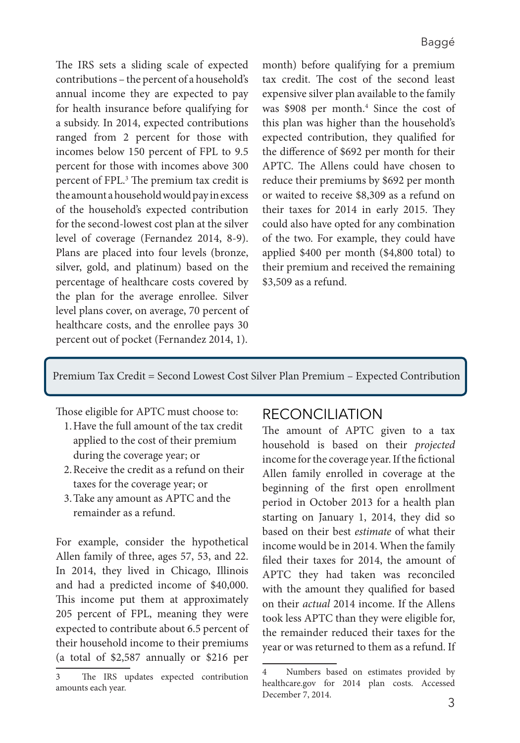The IRS sets a sliding scale of expected contributions – the percent of a household's annual income they are expected to pay for health insurance before qualifying for a subsidy. In 2014, expected contributions ranged from 2 percent for those with incomes below 150 percent of FPL to 9.5 percent for those with incomes above 300 percent of FPL.[3] The premium tax credit is the amount a household would pay in excess of the household's expected contribution for the second-lowest cost plan at the silver level of coverage (Fernandez 2014, 8-9). Plans are placed into four levels (bronze, silver, gold, and platinum) based on the percentage of healthcare costs covered by the plan for the average enrollee. Silver level plans cover, on average, 70 percent of healthcare costs, and the enrollee pays 30 percent out of pocket (Fernandez 2014, 1).

Premium Tax Credit = Second Lowest Cost Silver Plan Premium – Expected Contribution

Those eligible for APTC must choose to:

1. Have the full amount of the tax credit applied to the cost of their premium during the coverage year; or
2. Receive the credit as a refund on their taxes for the coverage year; or
3. Take any amount as APTC and the remainder as a refund.

For example, consider the hypothetical Allen family of three, ages 57, 53, and 22. In 2014, they lived in Chicago, Illinois and had a predicted income of $40,000. This income put them at approximately 205 percent of FPL, meaning they were expected to contribute about 6.5 percent of their household income to their premiums (a total of $2,587 annually or $216 per month) before qualifying for a premium tax credit. The cost of the second least expensive silver plan available to the family was $908 per month.[4] Since the cost of this plan was higher than the household's expected contribution, they qualified for the difference of $692 per month for their APTC. The Allens could have chosen to reduce their premiums by $692 per month or waited to receive $8,309 as a refund on their taxes for 2014 in early 2015. They could also have opted for any combination of the two. For example, they could have applied $400 per month ($4,800 total) to their premium and received the remaining $3,509 as a refund.

## RECONCILIATION

The amount of APTC given to a tax household is based on their *projected* income for the coverage year. If the fictional Allen family enrolled in coverage at the beginning of the first open enrollment period in October 2013 for a health plan starting on January 1, 2014, they did so based on their best *estimate* of what their income would be in 2014. When the family filed their taxes for 2014, the amount of APTC they had taken was reconciled with the amount they qualified for based on their *actual* 2014 income. If the Allens took less APTC than they were eligible for, the remainder reduced their taxes for the year or was returned to them as a refund. If

---

[3] The IRS updates expected contribution amounts each year.

[4] Numbers based on estimates provided by healthcare.gov for 2014 plan costs. Accessed December 7, 2014.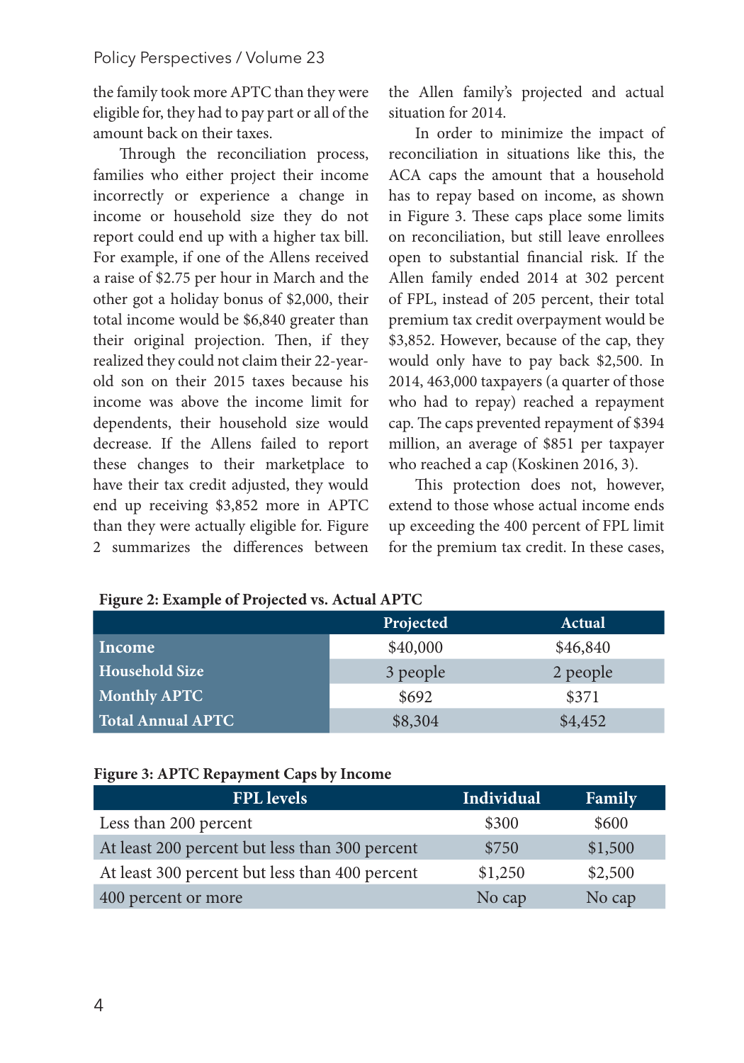the family took more APTC than they were eligible for, they had to pay part or all of the amount back on their taxes.

Through the reconciliation process, families who either project their income incorrectly or experience a change in income or household size they do not report could end up with a higher tax bill. For example, if one of the Allens received a raise of $2.75 per hour in March and the other got a holiday bonus of $2,000, their total income would be $6,840 greater than their original projection. Then, if they realized they could not claim their 22-year-old son on their 2015 taxes because his income was above the income limit for dependents, their household size would decrease. If the Allens failed to report these changes to their marketplace to have their tax credit adjusted, they would end up receiving $3,852 more in APTC than they were actually eligible for. Figure 2 summarizes the differences between the Allen family's projected and actual situation for 2014.

In order to minimize the impact of reconciliation in situations like this, the ACA caps the amount that a household has to repay based on income, as shown in Figure 3. These caps place some limits on reconciliation, but still leave enrollees open to substantial financial risk. If the Allen family ended 2014 at 302 percent of FPL, instead of 205 percent, their total premium tax credit overpayment would be $3,852. However, because of the cap, they would only have to pay back $2,500. In 2014, 463,000 taxpayers (a quarter of those who had to repay) reached a repayment cap. The caps prevented repayment of $394 million, an average of $851 per taxpayer who reached a cap (Koskinen 2016, 3).

This protection does not, however, extend to those whose actual income ends up exceeding the 400 percent of FPL limit for the premium tax credit. In these cases,

**Figure 2: Example of Projected vs. Actual APTC**

| | Projected | Actual |
|---|---|---|
| **Income** | $40,000 | $46,840 |
| **Household Size** | 3 people | 2 people |
| **Monthly APTC** | $692 | $371 |
| **Total Annual APTC** | $8,304 | $4,452 |

**Figure 3: APTC Repayment Caps by Income**

| FPL levels | Individual | Family |
|---|---|---|
| Less than 200 percent | $300 | $600 |
| At least 200 percent but less than 300 percent | $750 | $1,500 |
| At least 300 percent but less than 400 percent | $1,250 | $2,500 |
| 400 percent or more | No cap | No cap |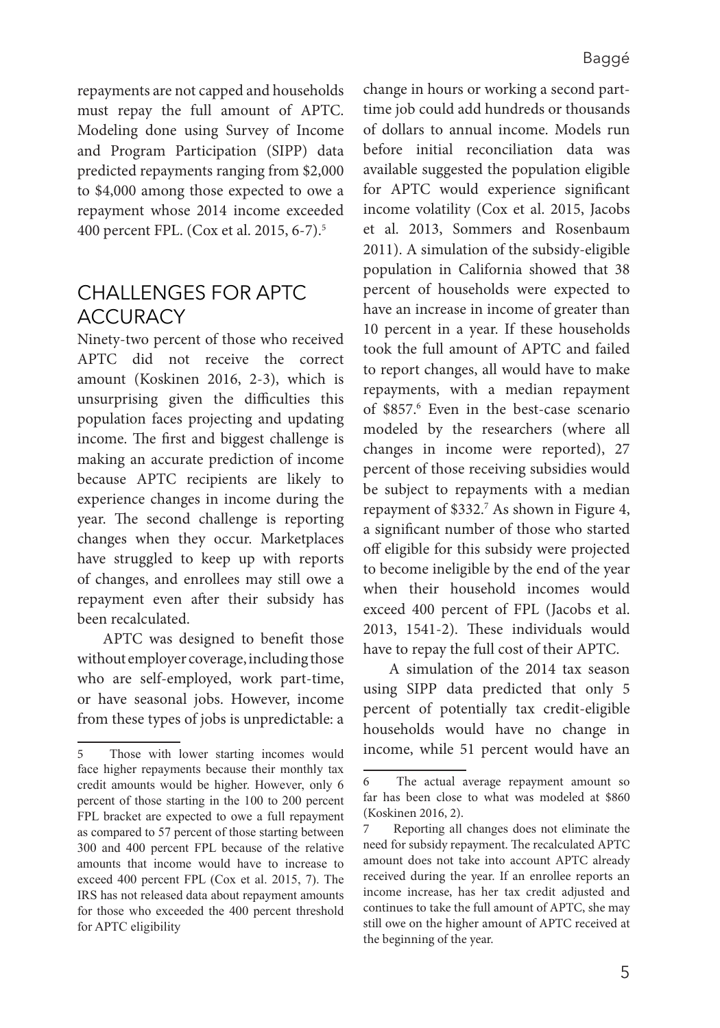repayments are not capped and households must repay the full amount of APTC. Modeling done using Survey of Income and Program Participation (SIPP) data predicted repayments ranging from $2,000 to $4,000 among those expected to owe a repayment whose 2014 income exceeded 400 percent FPL. (Cox et al. 2015, 6-7).[5]

## CHALLENGES FOR APTC ACCURACY

Ninety-two percent of those who received APTC did not receive the correct amount (Koskinen 2016, 2-3), which is unsurprising given the difficulties this population faces projecting and updating income. The first and biggest challenge is making an accurate prediction of income because APTC recipients are likely to experience changes in income during the year. The second challenge is reporting changes when they occur. Marketplaces have struggled to keep up with reports of changes, and enrollees may still owe a repayment even after their subsidy has been recalculated.

APTC was designed to benefit those without employer coverage, including those who are self-employed, work part-time, or have seasonal jobs. However, income from these types of jobs is unpredictable: a change in hours or working a second part-time job could add hundreds or thousands of dollars to annual income. Models run before initial reconciliation data was available suggested the population eligible for APTC would experience significant income volatility (Cox et al. 2015, Jacobs et al. 2013, Sommers and Rosenbaum 2011). A simulation of the subsidy-eligible population in California showed that 38 percent of households were expected to have an increase in income of greater than 10 percent in a year. If these households took the full amount of APTC and failed to report changes, all would have to make repayments, with a median repayment of $857.[6] Even in the best-case scenario modeled by the researchers (where all changes in income were reported), 27 percent of those receiving subsidies would be subject to repayments with a median repayment of $332.[7] As shown in Figure 4, a significant number of those who started off eligible for this subsidy were projected to become ineligible by the end of the year when their household incomes would exceed 400 percent of FPL (Jacobs et al. 2013, 1541-2). These individuals would have to repay the full cost of their APTC.

A simulation of the 2014 tax season using SIPP data predicted that only 5 percent of potentially tax credit-eligible households would have no change in income, while 51 percent would have an

---

5 Those with lower starting incomes would face higher repayments because their monthly tax credit amounts would be higher. However, only 6 percent of those starting in the 100 to 200 percent FPL bracket are expected to owe a full repayment as compared to 57 percent of those starting between 300 and 400 percent FPL because of the relative amounts that income would have to increase to exceed 400 percent FPL (Cox et al. 2015, 7). The IRS has not released data about repayment amounts for those who exceeded the 400 percent threshold for APTC eligibility

6 The actual average repayment amount so far has been close to what was modeled at $860 (Koskinen 2016, 2).

7 Reporting all changes does not eliminate the need for subsidy repayment. The recalculated APTC amount does not take into account APTC already received during the year. If an enrollee reports an income increase, has her tax credit adjusted and continues to take the full amount of APTC, she may still owe on the higher amount of APTC received at the beginning of the year.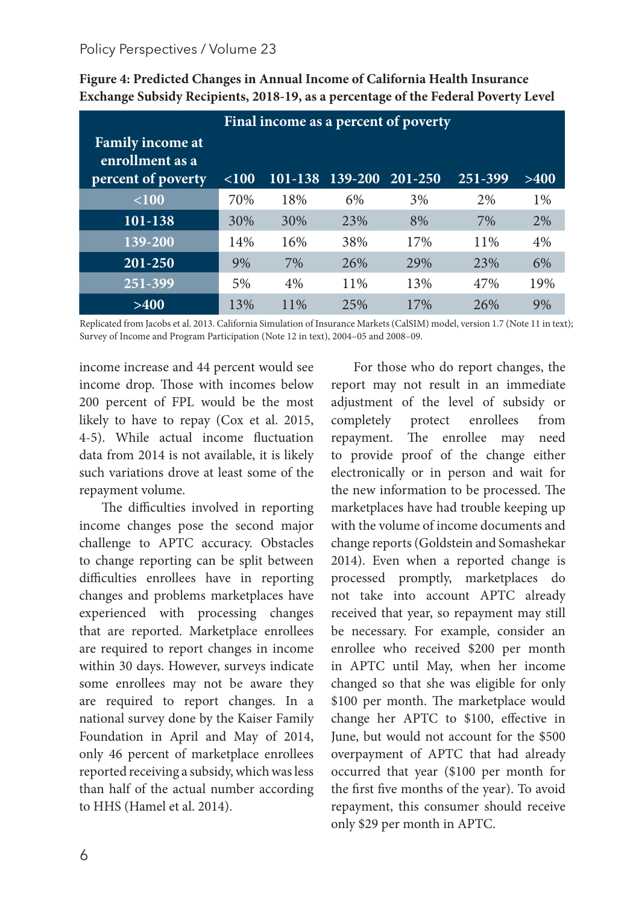**Figure 4: Predicted Changes in Annual Income of California Health Insurance Exchange Subsidy Recipients, 2018-19, as a percentage of the Federal Poverty Level**

| Family income at enrollment as a percent of poverty | Final income as a percent of poverty | | | | | |
|---|---|---|---|---|---|---|
| | <100 | 101-138 | 139-200 | 201-250 | 251-399 | >400 |
| <100 | 70% | 18% | 6% | 3% | 2% | 1% |
| 101-138 | 30% | 30% | 23% | 8% | 7% | 2% |
| 139-200 | 14% | 16% | 38% | 17% | 11% | 4% |
| 201-250 | 9% | 7% | 26% | 29% | 23% | 6% |
| 251-399 | 5% | 4% | 11% | 13% | 47% | 19% |
| >400 | 13% | 11% | 25% | 17% | 26% | 9% |

Replicated from Jacobs et al. 2013. California Simulation of Insurance Markets (CalSIM) model, version 1.7 (Note 11 in text); Survey of Income and Program Participation (Note 12 in text), 2004–05 and 2008–09.

income increase and 44 percent would see income drop. Those with incomes below 200 percent of FPL would be the most likely to have to repay (Cox et al. 2015, 4-5). While actual income fluctuation data from 2014 is not available, it is likely such variations drove at least some of the repayment volume.

The difficulties involved in reporting income changes pose the second major challenge to APTC accuracy. Obstacles to change reporting can be split between difficulties enrollees have in reporting changes and problems marketplaces have experienced with processing changes that are reported. Marketplace enrollees are required to report changes in income within 30 days. However, surveys indicate some enrollees may not be aware they are required to report changes. In a national survey done by the Kaiser Family Foundation in April and May of 2014, only 46 percent of marketplace enrollees reported receiving a subsidy, which was less than half of the actual number according to HHS (Hamel et al. 2014).

For those who do report changes, the report may not result in an immediate adjustment of the level of subsidy or completely protect enrollees from repayment. The enrollee may need to provide proof of the change either electronically or in person and wait for the new information to be processed. The marketplaces have had trouble keeping up with the volume of income documents and change reports (Goldstein and Somashekar 2014). Even when a reported change is processed promptly, marketplaces do not take into account APTC already received that year, so repayment may still be necessary. For example, consider an enrollee who received $200 per month in APTC until May, when her income changed so that she was eligible for only $100 per month. The marketplace would change her APTC to $100, effective in June, but would not account for the $500 overpayment of APTC that had already occurred that year ($100 per month for the first five months of the year). To avoid repayment, this consumer should receive only $29 per month in APTC.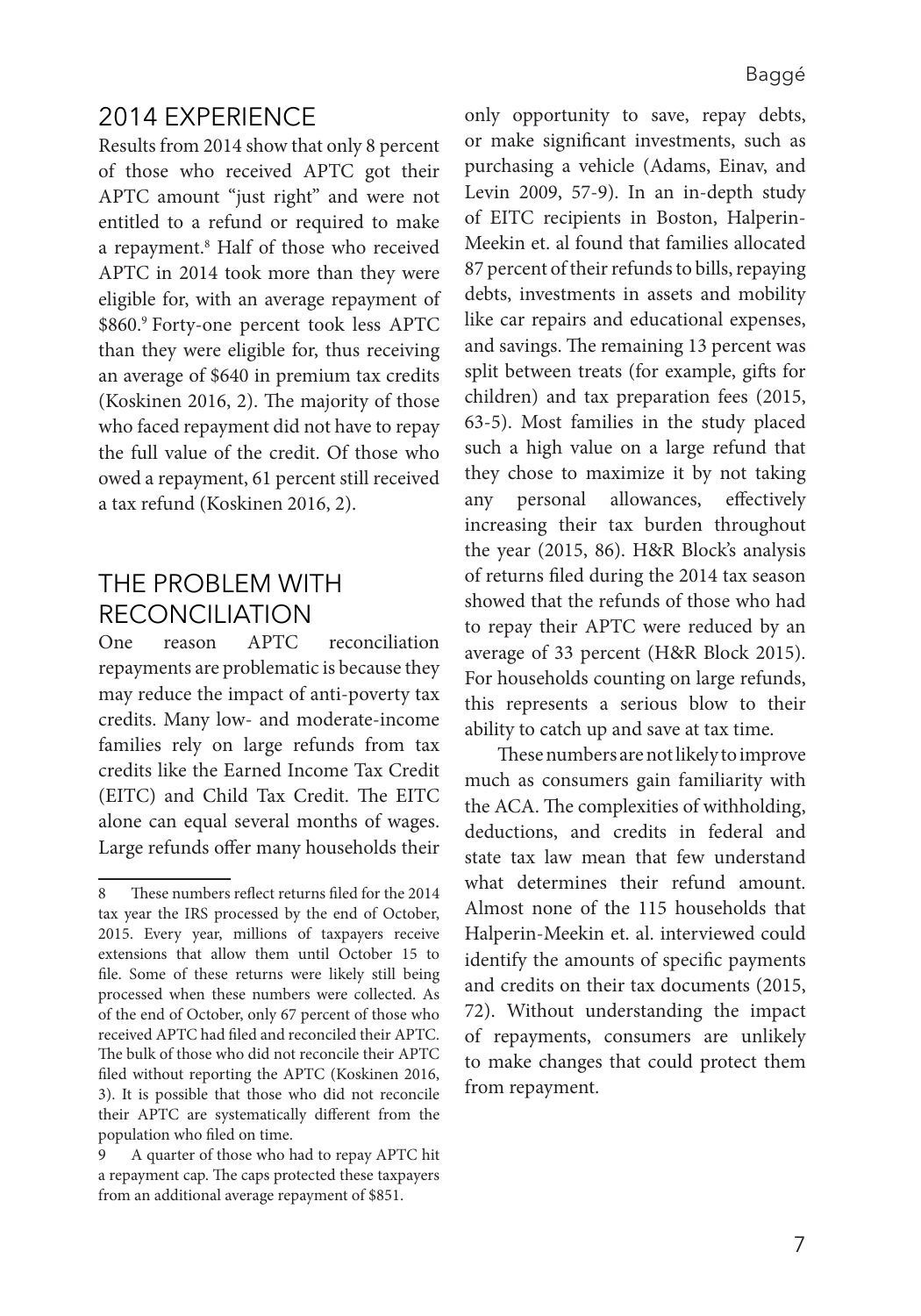## 2014 EXPERIENCE

Results from 2014 show that only 8 percent of those who received APTC got their APTC amount "just right" and were not entitled to a refund or required to make a repayment.[8] Half of those who received APTC in 2014 took more than they were eligible for, with an average repayment of \$860.[9] Forty-one percent took less APTC than they were eligible for, thus receiving an average of \$640 in premium tax credits (Koskinen 2016, 2). The majority of those who faced repayment did not have to repay the full value of the credit. Of those who owed a repayment, 61 percent still received a tax refund (Koskinen 2016, 2).

## THE PROBLEM WITH RECONCILIATION

One reason APTC reconciliation repayments are problematic is because they may reduce the impact of anti-poverty tax credits. Many low- and moderate-income families rely on large refunds from tax credits like the Earned Income Tax Credit (EITC) and Child Tax Credit. The EITC alone can equal several months of wages. Large refunds offer many households their only opportunity to save, repay debts, or make significant investments, such as purchasing a vehicle (Adams, Einav, and Levin 2009, 57-9). In an in-depth study of EITC recipients in Boston, Halperin-Meekin et. al found that families allocated 87 percent of their refunds to bills, repaying debts, investments in assets and mobility like car repairs and educational expenses, and savings. The remaining 13 percent was split between treats (for example, gifts for children) and tax preparation fees (2015, 63-5). Most families in the study placed such a high value on a large refund that they chose to maximize it by not taking any personal allowances, effectively increasing their tax burden throughout the year (2015, 86). H&R Block's analysis of returns filed during the 2014 tax season showed that the refunds of those who had to repay their APTC were reduced by an average of 33 percent (H&R Block 2015). For households counting on large refunds, this represents a serious blow to their ability to catch up and save at tax time.

These numbers are not likely to improve much as consumers gain familiarity with the ACA. The complexities of withholding, deductions, and credits in federal and state tax law mean that few understand what determines their refund amount. Almost none of the 115 households that Halperin-Meekin et. al. interviewed could identify the amounts of specific payments and credits on their tax documents (2015, 72). Without understanding the impact of repayments, consumers are unlikely to make changes that could protect them from repayment.

---

8 These numbers reflect returns filed for the 2014 tax year the IRS processed by the end of October, 2015. Every year, millions of taxpayers receive extensions that allow them until October 15 to file. Some of these returns were likely still being processed when these numbers were collected. As of the end of October, only 67 percent of those who received APTC had filed and reconciled their APTC. The bulk of those who did not reconcile their APTC filed without reporting the APTC (Koskinen 2016, 3). It is possible that those who did not reconcile their APTC are systematically different from the population who filed on time.

9 A quarter of those who had to repay APTC hit a repayment cap. The caps protected these taxpayers from an additional average repayment of \$851.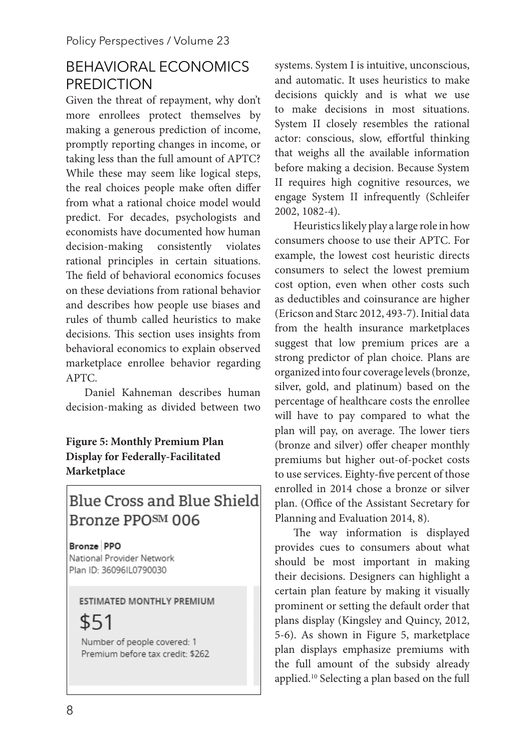## BEHAVIORAL ECONOMICS PREDICTION

Given the threat of repayment, why don't more enrollees protect themselves by making a generous prediction of income, promptly reporting changes in income, or taking less than the full amount of APTC? While these may seem like logical steps, the real choices people make often differ from what a rational choice model would predict. For decades, psychologists and economists have documented how human decision-making consistently violates rational principles in certain situations. The field of behavioral economics focuses on these deviations from rational behavior and describes how people use biases and rules of thumb called heuristics to make decisions. This section uses insights from behavioral economics to explain observed marketplace enrollee behavior regarding APTC.

Daniel Kahneman describes human decision-making as divided between two systems. System I is intuitive, unconscious, and automatic. It uses heuristics to make decisions quickly and is what we use to make decisions in most situations. System II closely resembles the rational actor: conscious, slow, effortful thinking that weighs all the available information before making a decision. Because System II requires high cognitive resources, we engage System II infrequently (Schleifer 2002, 1082-4).

**Figure 5: Monthly Premium Plan Display for Federally-Facilitated Marketplace**

Blue Cross and Blue Shield Bronze PPO℠ 006

Bronze | PPO
National Provider Network
Plan ID: 36096IL0790030

ESTIMATED MONTHLY PREMIUM
$51
Number of people covered: 1
Premium before tax credit: $262

Heuristics likely play a large role in how consumers choose to use their APTC. For example, the lowest cost heuristic directs consumers to select the lowest premium cost option, even when other costs such as deductibles and coinsurance are higher (Ericson and Starc 2012, 493-7). Initial data from the health insurance marketplaces suggest that low premium prices are a strong predictor of plan choice. Plans are organized into four coverage levels (bronze, silver, gold, and platinum) based on the percentage of healthcare costs the enrollee will have to pay compared to what the plan will pay, on average. The lower tiers (bronze and silver) offer cheaper monthly premiums but higher out-of-pocket costs to use services. Eighty-five percent of those enrolled in 2014 chose a bronze or silver plan. (Office of the Assistant Secretary for Planning and Evaluation 2014, 8).

The way information is displayed provides cues to consumers about what should be most important in making their decisions. Designers can highlight a certain plan feature by making it visually prominent or setting the default order that plans display (Kingsley and Quincy, 2012, 5-6). As shown in Figure 5, marketplace plan displays emphasize premiums with the full amount of the subsidy already applied.[10] Selecting a plan based on the full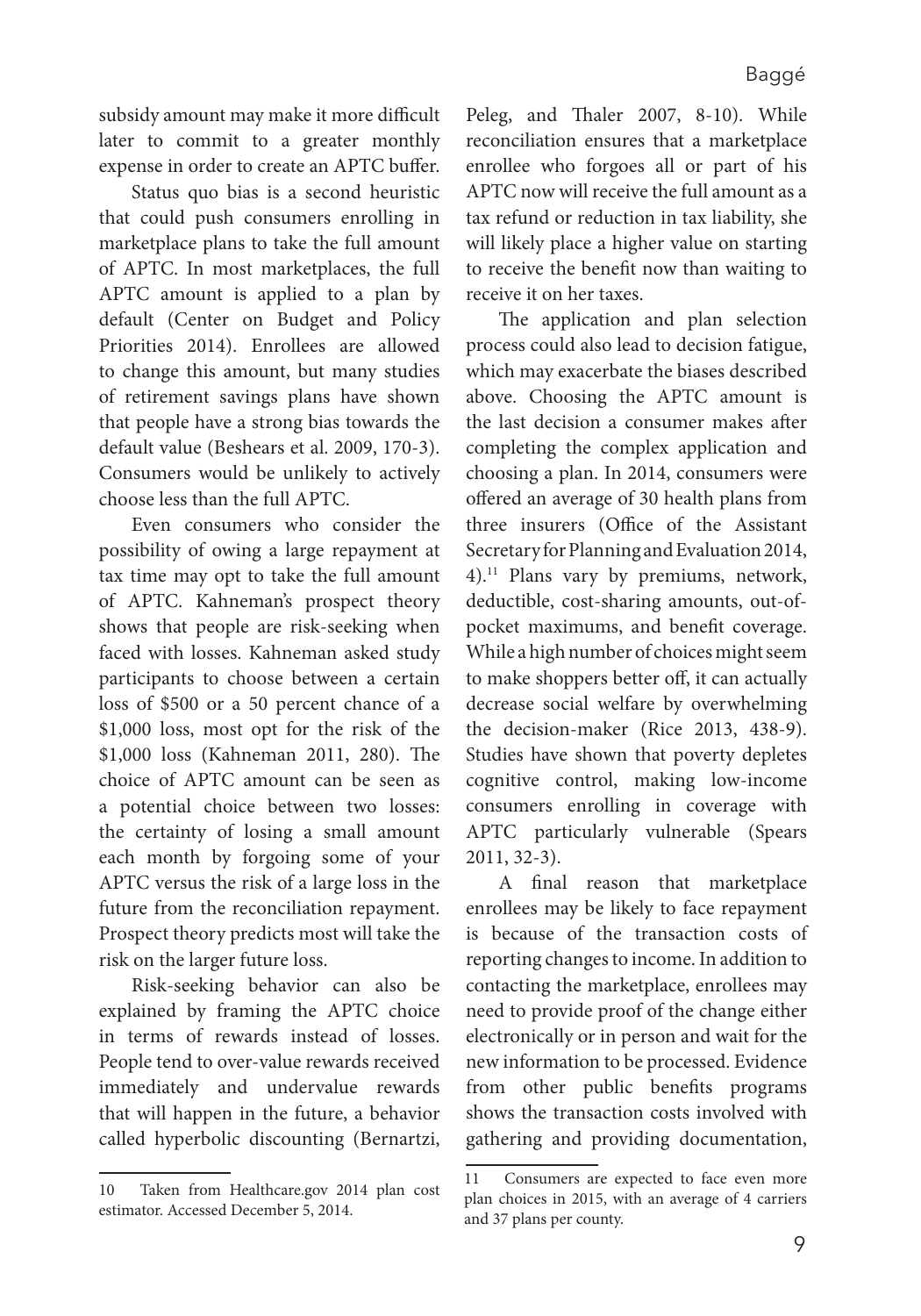subsidy amount may make it more difficult later to commit to a greater monthly expense in order to create an APTC buffer.

Status quo bias is a second heuristic that could push consumers enrolling in marketplace plans to take the full amount of APTC. In most marketplaces, the full APTC amount is applied to a plan by default (Center on Budget and Policy Priorities 2014). Enrollees are allowed to change this amount, but many studies of retirement savings plans have shown that people have a strong bias towards the default value (Beshears et al. 2009, 170-3). Consumers would be unlikely to actively choose less than the full APTC.

Even consumers who consider the possibility of owing a large repayment at tax time may opt to take the full amount of APTC. Kahneman's prospect theory shows that people are risk-seeking when faced with losses. Kahneman asked study participants to choose between a certain loss of $500 or a 50 percent chance of a $1,000 loss, most opt for the risk of the $1,000 loss (Kahneman 2011, 280). The choice of APTC amount can be seen as a potential choice between two losses: the certainty of losing a small amount each month by forgoing some of your APTC versus the risk of a large loss in the future from the reconciliation repayment. Prospect theory predicts most will take the risk on the larger future loss.

Risk-seeking behavior can also be explained by framing the APTC choice in terms of rewards instead of losses. People tend to over-value rewards received immediately and undervalue rewards that will happen in the future, a behavior called hyperbolic discounting (Bernartzi, Peleg, and Thaler 2007, 8-10). While reconciliation ensures that a marketplace enrollee who forgoes all or part of his APTC now will receive the full amount as a tax refund or reduction in tax liability, she will likely place a higher value on starting to receive the benefit now than waiting to receive it on her taxes.

The application and plan selection process could also lead to decision fatigue, which may exacerbate the biases described above. Choosing the APTC amount is the last decision a consumer makes after completing the complex application and choosing a plan. In 2014, consumers were offered an average of 30 health plans from three insurers (Office of the Assistant Secretary for Planning and Evaluation 2014, 4).[11] Plans vary by premiums, network, deductible, cost-sharing amounts, out-of-pocket maximums, and benefit coverage. While a high number of choices might seem to make shoppers better off, it can actually decrease social welfare by overwhelming the decision-maker (Rice 2013, 438-9). Studies have shown that poverty depletes cognitive control, making low-income consumers enrolling in coverage with APTC particularly vulnerable (Spears 2011, 32-3).

A final reason that marketplace enrollees may be likely to face repayment is because of the transaction costs of reporting changes to income. In addition to contacting the marketplace, enrollees may need to provide proof of the change either electronically or in person and wait for the new information to be processed. Evidence from other public benefits programs shows the transaction costs involved with gathering and providing documentation,

---

10 Taken from Healthcare.gov 2014 plan cost estimator. Accessed December 5, 2014.

11 Consumers are expected to face even more plan choices in 2015, with an average of 4 carriers and 37 plans per county.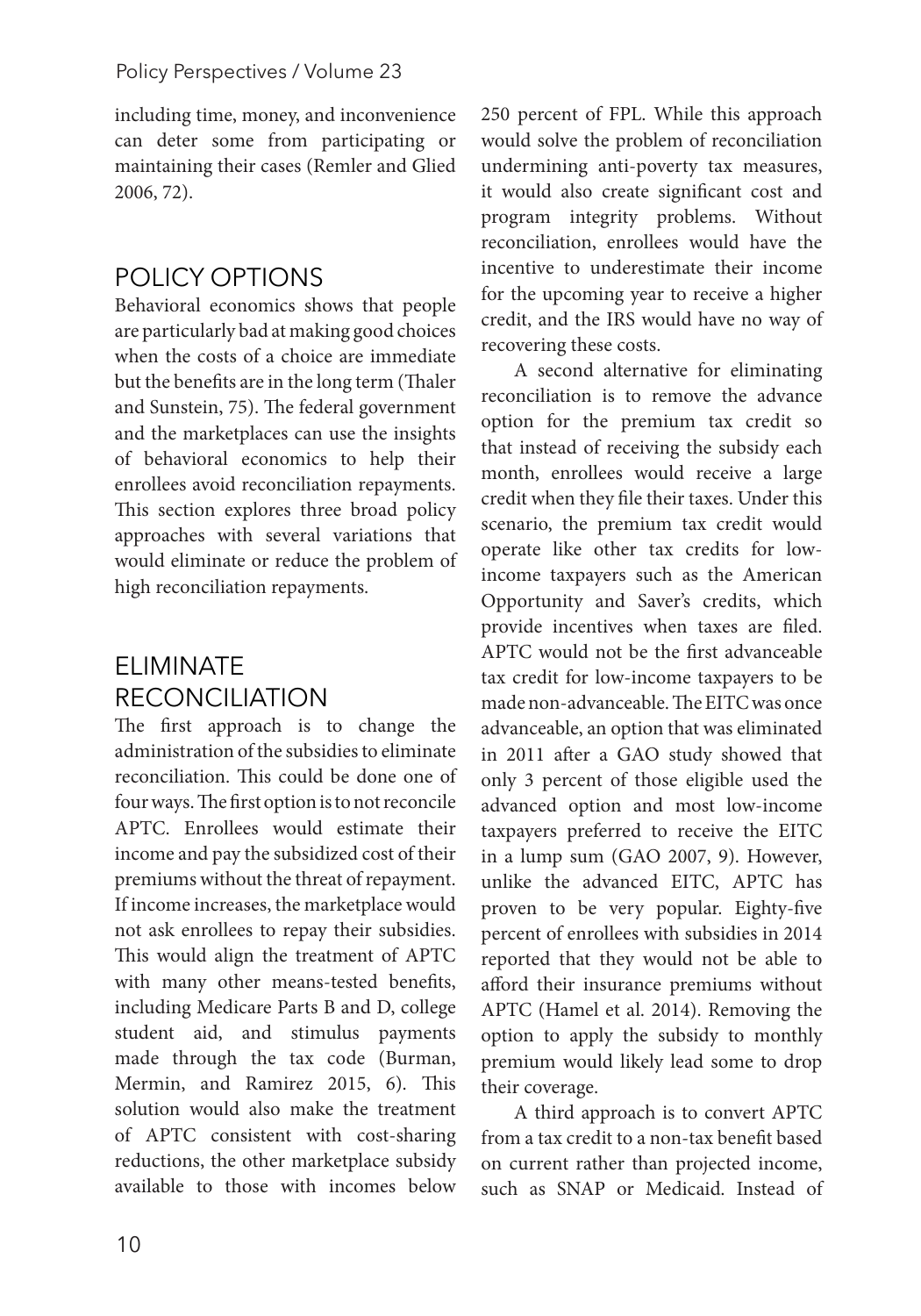including time, money, and inconvenience can deter some from participating or maintaining their cases (Remler and Glied 2006, 72).

## POLICY OPTIONS

Behavioral economics shows that people are particularly bad at making good choices when the costs of a choice are immediate but the benefits are in the long term (Thaler and Sunstein, 75). The federal government and the marketplaces can use the insights of behavioral economics to help their enrollees avoid reconciliation repayments. This section explores three broad policy approaches with several variations that would eliminate or reduce the problem of high reconciliation repayments.

## ELIMINATE RECONCILIATION

The first approach is to change the administration of the subsidies to eliminate reconciliation. This could be done one of four ways. The first option is to not reconcile APTC. Enrollees would estimate their income and pay the subsidized cost of their premiums without the threat of repayment. If income increases, the marketplace would not ask enrollees to repay their subsidies. This would align the treatment of APTC with many other means-tested benefits, including Medicare Parts B and D, college student aid, and stimulus payments made through the tax code (Burman, Mermin, and Ramirez 2015, 6). This solution would also make the treatment of APTC consistent with cost-sharing reductions, the other marketplace subsidy available to those with incomes below 250 percent of FPL. While this approach would solve the problem of reconciliation undermining anti-poverty tax measures, it would also create significant cost and program integrity problems. Without reconciliation, enrollees would have the incentive to underestimate their income for the upcoming year to receive a higher credit, and the IRS would have no way of recovering these costs.

A second alternative for eliminating reconciliation is to remove the advance option for the premium tax credit so that instead of receiving the subsidy each month, enrollees would receive a large credit when they file their taxes. Under this scenario, the premium tax credit would operate like other tax credits for low-income taxpayers such as the American Opportunity and Saver's credits, which provide incentives when taxes are filed. APTC would not be the first advanceable tax credit for low-income taxpayers to be made non-advanceable. The EITC was once advanceable, an option that was eliminated in 2011 after a GAO study showed that only 3 percent of those eligible used the advanced option and most low-income taxpayers preferred to receive the EITC in a lump sum (GAO 2007, 9). However, unlike the advanced EITC, APTC has proven to be very popular. Eighty-five percent of enrollees with subsidies in 2014 reported that they would not be able to afford their insurance premiums without APTC (Hamel et al. 2014). Removing the option to apply the subsidy to monthly premium would likely lead some to drop their coverage.

A third approach is to convert APTC from a tax credit to a non-tax benefit based on current rather than projected income, such as SNAP or Medicaid. Instead of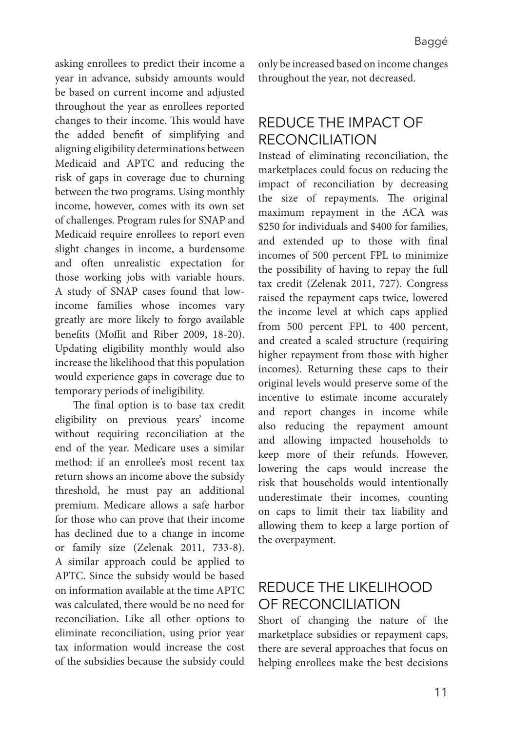asking enrollees to predict their income a year in advance, subsidy amounts would be based on current income and adjusted throughout the year as enrollees reported changes to their income. This would have the added benefit of simplifying and aligning eligibility determinations between Medicaid and APTC and reducing the risk of gaps in coverage due to churning between the two programs. Using monthly income, however, comes with its own set of challenges. Program rules for SNAP and Medicaid require enrollees to report even slight changes in income, a burdensome and often unrealistic expectation for those working jobs with variable hours. A study of SNAP cases found that low-income families whose incomes vary greatly are more likely to forgo available benefits (Moffit and Riber 2009, 18-20). Updating eligibility monthly would also increase the likelihood that this population would experience gaps in coverage due to temporary periods of ineligibility.

The final option is to base tax credit eligibility on previous years' income without requiring reconciliation at the end of the year. Medicare uses a similar method: if an enrollee's most recent tax return shows an income above the subsidy threshold, he must pay an additional premium. Medicare allows a safe harbor for those who can prove that their income has declined due to a change in income or family size (Zelenak 2011, 733-8). A similar approach could be applied to APTC. Since the subsidy would be based on information available at the time APTC was calculated, there would be no need for reconciliation. Like all other options to eliminate reconciliation, using prior year tax information would increase the cost of the subsidies because the subsidy could only be increased based on income changes throughout the year, not decreased.

## REDUCE THE IMPACT OF RECONCILIATION

Instead of eliminating reconciliation, the marketplaces could focus on reducing the impact of reconciliation by decreasing the size of repayments. The original maximum repayment in the ACA was \$250 for individuals and \$400 for families, and extended up to those with final incomes of 500 percent FPL to minimize the possibility of having to repay the full tax credit (Zelenak 2011, 727). Congress raised the repayment caps twice, lowered the income level at which caps applied from 500 percent FPL to 400 percent, and created a scaled structure (requiring higher repayment from those with higher incomes). Returning these caps to their original levels would preserve some of the incentive to estimate income accurately and report changes in income while also reducing the repayment amount and allowing impacted households to keep more of their refunds. However, lowering the caps would increase the risk that households would intentionally underestimate their incomes, counting on caps to limit their tax liability and allowing them to keep a large portion of the overpayment.

## REDUCE THE LIKELIHOOD OF RECONCILIATION

Short of changing the nature of the marketplace subsidies or repayment caps, there are several approaches that focus on helping enrollees make the best decisions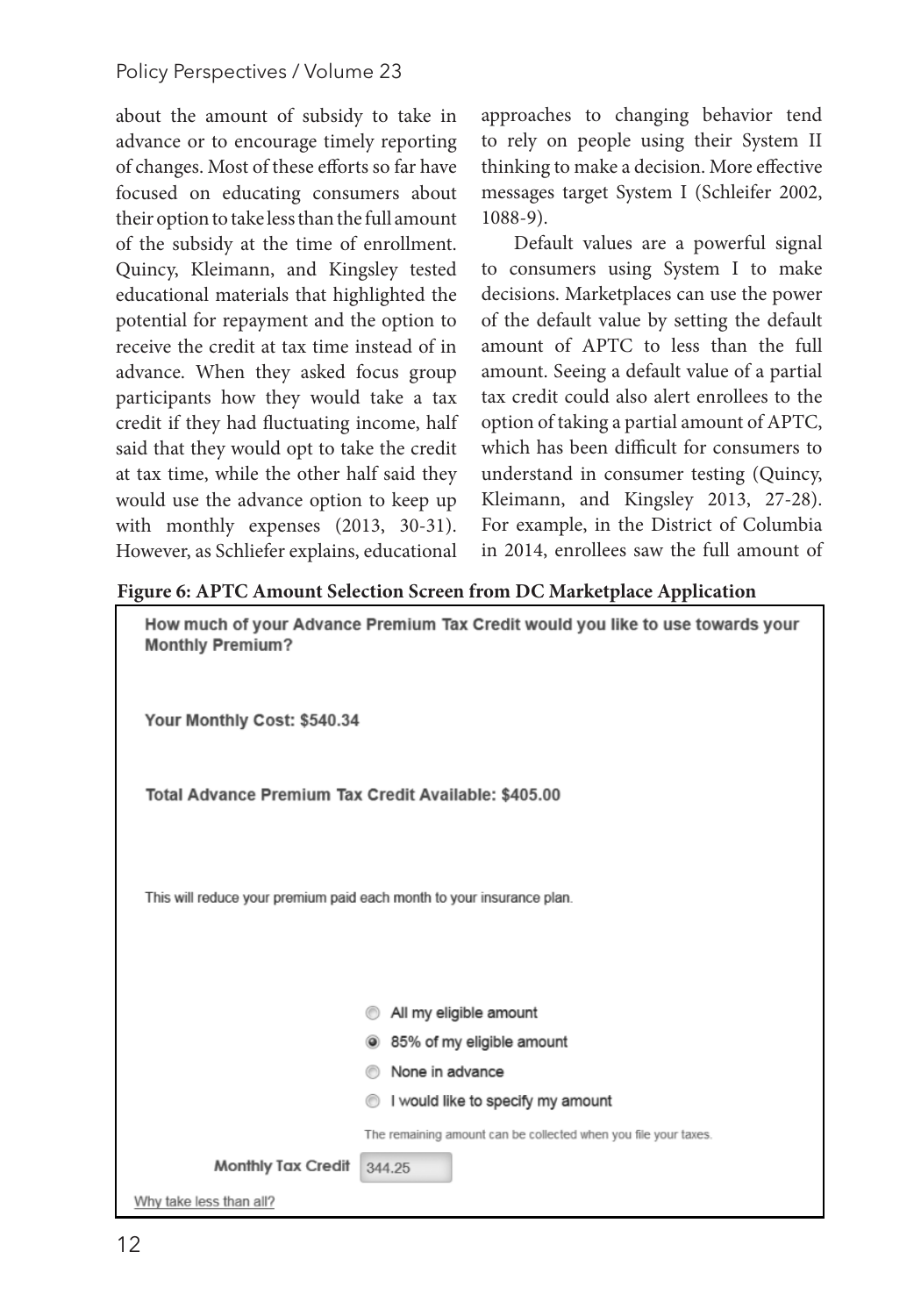about the amount of subsidy to take in advance or to encourage timely reporting of changes. Most of these efforts so far have focused on educating consumers about their option to take less than the full amount of the subsidy at the time of enrollment. Quincy, Kleimann, and Kingsley tested educational materials that highlighted the potential for repayment and the option to receive the credit at tax time instead of in advance. When they asked focus group participants how they would take a tax credit if they had fluctuating income, half said that they would opt to take the credit at tax time, while the other half said they would use the advance option to keep up with monthly expenses (2013, 30-31). However, as Schliefer explains, educational approaches to changing behavior tend to rely on people using their System II thinking to make a decision. More effective messages target System I (Schleifer 2002, 1088-9).

Default values are a powerful signal to consumers using System I to make decisions. Marketplaces can use the power of the default value by setting the default amount of APTC to less than the full amount. Seeing a default value of a partial tax credit could also alert enrollees to the option of taking a partial amount of APTC, which has been difficult for consumers to understand in consumer testing (Quincy, Kleimann, and Kingsley 2013, 27-28). For example, in the District of Columbia in 2014, enrollees saw the full amount of

**Figure 6: APTC Amount Selection Screen from DC Marketplace Application**

**How much of your Advance Premium Tax Credit would you like to use towards your Monthly Premium?**

**Your Monthly Cost: $540.34**

**Total Advance Premium Tax Credit Available: $405.00**

This will reduce your premium paid each month to your insurance plan.

- ○ All my eligible amount
- ◉ 85% of my eligible amount
- ○ None in advance
- ○ I would like to specify my amount

The remaining amount can be collected when you file your taxes.

**Monthly Tax Credit** 344.25

Why take less than all?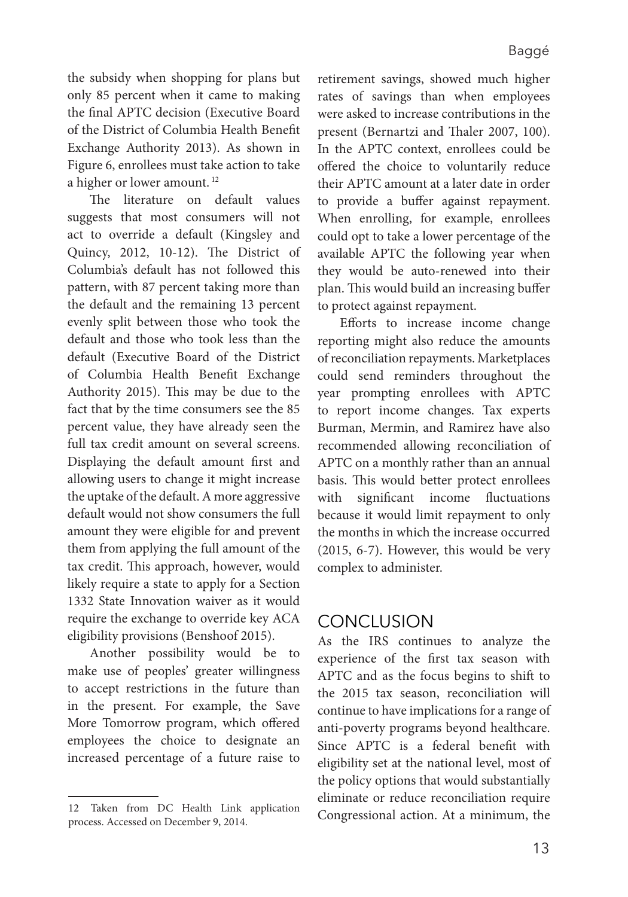the subsidy when shopping for plans but only 85 percent when it came to making the final APTC decision (Executive Board of the District of Columbia Health Benefit Exchange Authority 2013). As shown in Figure 6, enrollees must take action to take a higher or lower amount.[12]

The literature on default values suggests that most consumers will not act to override a default (Kingsley and Quincy, 2012, 10-12). The District of Columbia's default has not followed this pattern, with 87 percent taking more than the default and the remaining 13 percent evenly split between those who took the default and those who took less than the default (Executive Board of the District of Columbia Health Benefit Exchange Authority 2015). This may be due to the fact that by the time consumers see the 85 percent value, they have already seen the full tax credit amount on several screens. Displaying the default amount first and allowing users to change it might increase the uptake of the default. A more aggressive default would not show consumers the full amount they were eligible for and prevent them from applying the full amount of the tax credit. This approach, however, would likely require a state to apply for a Section 1332 State Innovation waiver as it would require the exchange to override key ACA eligibility provisions (Benshoof 2015).

Another possibility would be to make use of peoples' greater willingness to accept restrictions in the future than in the present. For example, the Save More Tomorrow program, which offered employees the choice to designate an increased percentage of a future raise to retirement savings, showed much higher rates of savings than when employees were asked to increase contributions in the present (Bernartzi and Thaler 2007, 100). In the APTC context, enrollees could be offered the choice to voluntarily reduce their APTC amount at a later date in order to provide a buffer against repayment. When enrolling, for example, enrollees could opt to take a lower percentage of the available APTC the following year when they would be auto-renewed into their plan. This would build an increasing buffer to protect against repayment.

Efforts to increase income change reporting might also reduce the amounts of reconciliation repayments. Marketplaces could send reminders throughout the year prompting enrollees with APTC to report income changes. Tax experts Burman, Mermin, and Ramirez have also recommended allowing reconciliation of APTC on a monthly rather than an annual basis. This would better protect enrollees with significant income fluctuations because it would limit repayment to only the months in which the increase occurred (2015, 6-7). However, this would be very complex to administer.

## CONCLUSION

As the IRS continues to analyze the experience of the first tax season with APTC and as the focus begins to shift to the 2015 tax season, reconciliation will continue to have implications for a range of anti-poverty programs beyond healthcare. Since APTC is a federal benefit with eligibility set at the national level, most of the policy options that would substantially eliminate or reduce reconciliation require Congressional action. At a minimum, the

---

12 Taken from DC Health Link application process. Accessed on December 9, 2014.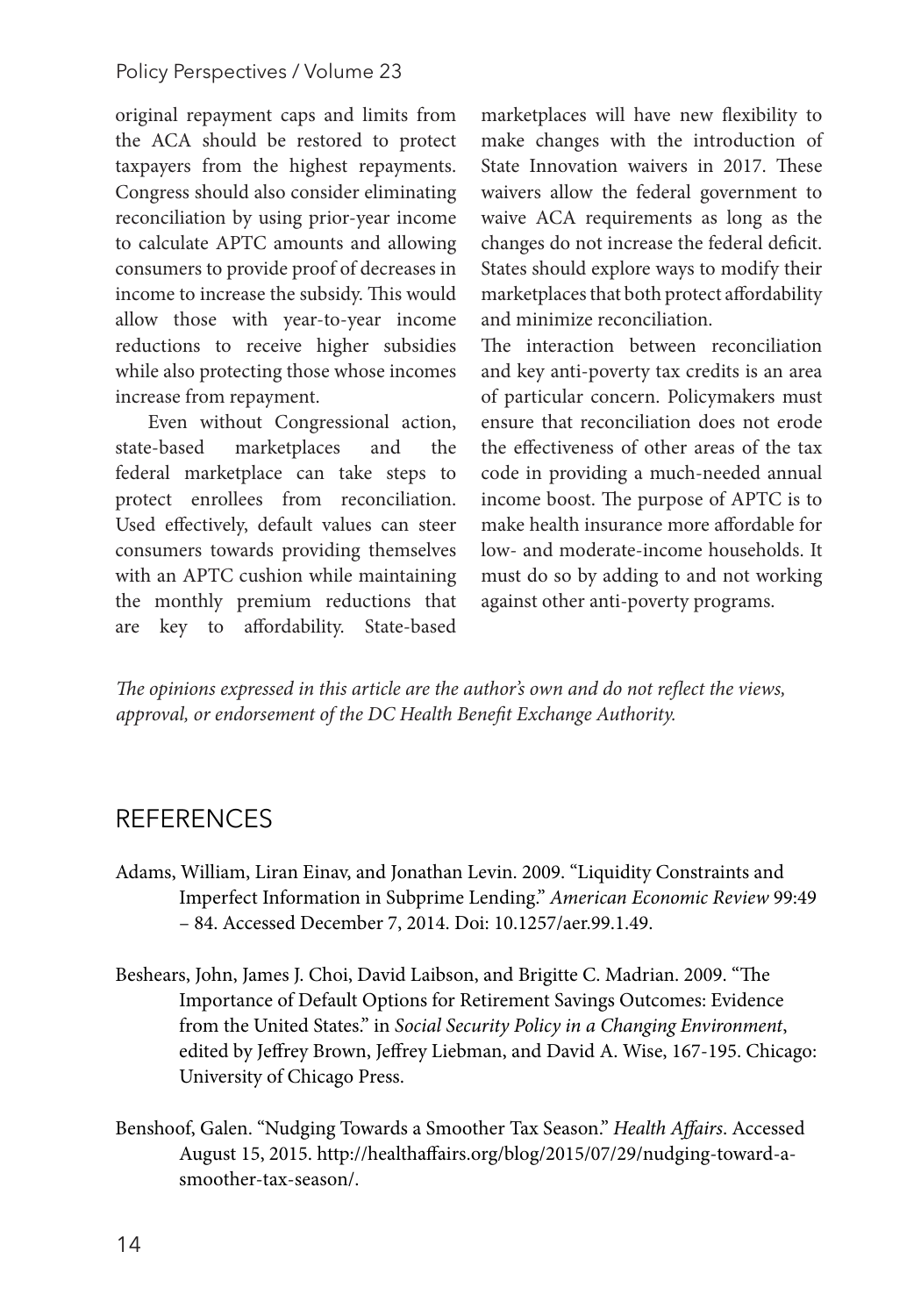original repayment caps and limits from the ACA should be restored to protect taxpayers from the highest repayments. Congress should also consider eliminating reconciliation by using prior-year income to calculate APTC amounts and allowing consumers to provide proof of decreases in income to increase the subsidy. This would allow those with year-to-year income reductions to receive higher subsidies while also protecting those whose incomes increase from repayment.

Even without Congressional action, state-based marketplaces and the federal marketplace can take steps to protect enrollees from reconciliation. Used effectively, default values can steer consumers towards providing themselves with an APTC cushion while maintaining the monthly premium reductions that are key to affordability. State-based marketplaces will have new flexibility to make changes with the introduction of State Innovation waivers in 2017. These waivers allow the federal government to waive ACA requirements as long as the changes do not increase the federal deficit. States should explore ways to modify their marketplaces that both protect affordability and minimize reconciliation.

The interaction between reconciliation and key anti-poverty tax credits is an area of particular concern. Policymakers must ensure that reconciliation does not erode the effectiveness of other areas of the tax code in providing a much-needed annual income boost. The purpose of APTC is to make health insurance more affordable for low- and moderate-income households. It must do so by adding to and not working against other anti-poverty programs.

*The opinions expressed in this article are the author's own and do not reflect the views, approval, or endorsement of the DC Health Benefit Exchange Authority.*

## REFERENCES

Adams, William, Liran Einav, and Jonathan Levin. 2009. "Liquidity Constraints and Imperfect Information in Subprime Lending." *American Economic Review* 99:49 – 84. Accessed December 7, 2014. Doi: 10.1257/aer.99.1.49.

Beshears, John, James J. Choi, David Laibson, and Brigitte C. Madrian. 2009. "The Importance of Default Options for Retirement Savings Outcomes: Evidence from the United States." in *Social Security Policy in a Changing Environment*, edited by Jeffrey Brown, Jeffrey Liebman, and David A. Wise, 167-195. Chicago: University of Chicago Press.

Benshoof, Galen. "Nudging Towards a Smoother Tax Season." *Health Affairs*. Accessed August 15, 2015. http://healthaffairs.org/blog/2015/07/29/nudging-toward-a-smoother-tax-season/.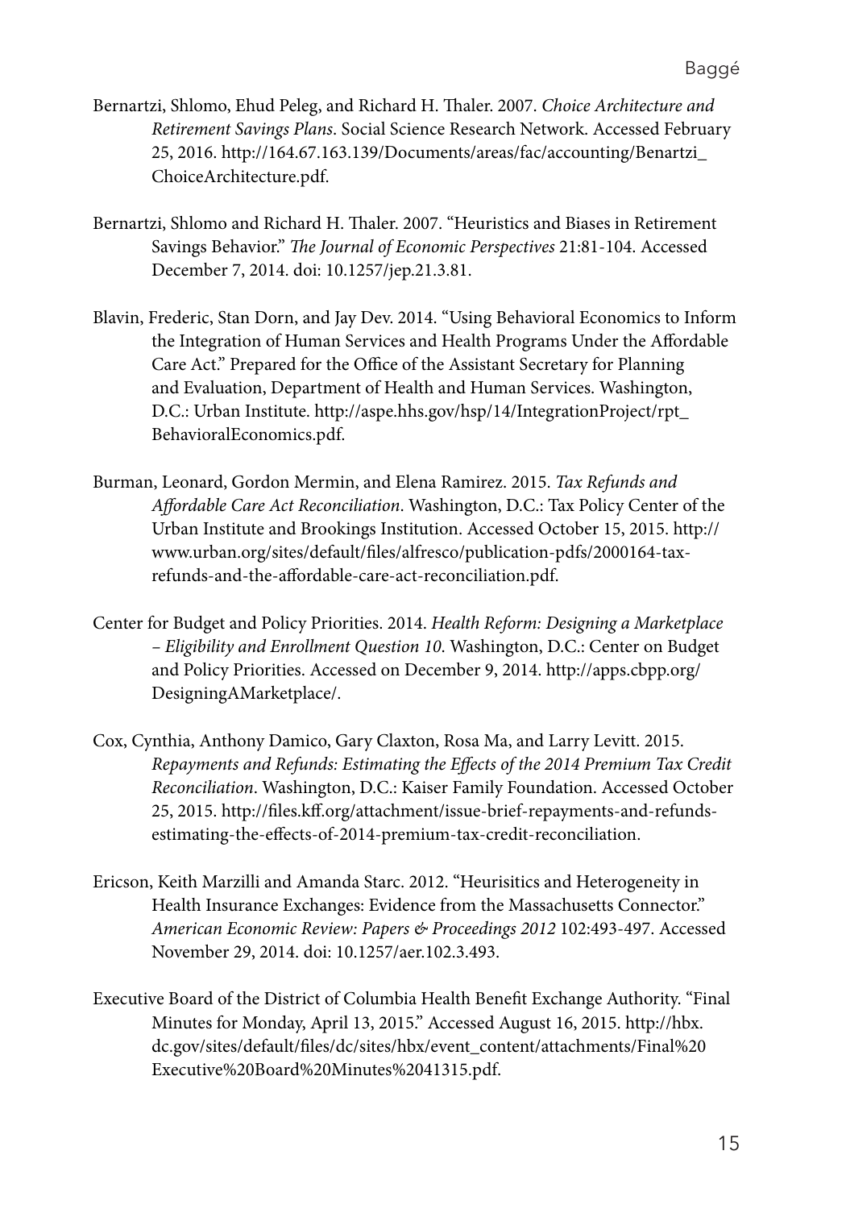Bernartzi, Shlomo, Ehud Peleg, and Richard H. Thaler. 2007. *Choice Architecture and Retirement Savings Plans*. Social Science Research Network. Accessed February 25, 2016. http://164.67.163.139/Documents/areas/fac/accounting/Benartzi_ChoiceArchitecture.pdf.

Bernartzi, Shlomo and Richard H. Thaler. 2007. "Heuristics and Biases in Retirement Savings Behavior." *The Journal of Economic Perspectives* 21:81-104. Accessed December 7, 2014. doi: 10.1257/jep.21.3.81.

Blavin, Frederic, Stan Dorn, and Jay Dev. 2014. "Using Behavioral Economics to Inform the Integration of Human Services and Health Programs Under the Affordable Care Act." Prepared for the Office of the Assistant Secretary for Planning and Evaluation, Department of Health and Human Services. Washington, D.C.: Urban Institute. http://aspe.hhs.gov/hsp/14/IntegrationProject/rpt_BehavioralEconomics.pdf.

Burman, Leonard, Gordon Mermin, and Elena Ramirez. 2015. *Tax Refunds and Affordable Care Act Reconciliation*. Washington, D.C.: Tax Policy Center of the Urban Institute and Brookings Institution. Accessed October 15, 2015. http://www.urban.org/sites/default/files/alfresco/publication-pdfs/2000164-tax-refunds-and-the-affordable-care-act-reconciliation.pdf.

Center for Budget and Policy Priorities. 2014. *Health Reform: Designing a Marketplace – Eligibility and Enrollment Question 10*. Washington, D.C.: Center on Budget and Policy Priorities. Accessed on December 9, 2014. http://apps.cbpp.org/DesigningAMarketplace/.

Cox, Cynthia, Anthony Damico, Gary Claxton, Rosa Ma, and Larry Levitt. 2015. *Repayments and Refunds: Estimating the Effects of the 2014 Premium Tax Credit Reconciliation*. Washington, D.C.: Kaiser Family Foundation. Accessed October 25, 2015. http://files.kff.org/attachment/issue-brief-repayments-and-refunds-estimating-the-effects-of-2014-premium-tax-credit-reconciliation.

Ericson, Keith Marzilli and Amanda Starc. 2012. "Heurisitics and Heterogeneity in Health Insurance Exchanges: Evidence from the Massachusetts Connector." *American Economic Review: Papers & Proceedings 2012* 102:493-497. Accessed November 29, 2014. doi: 10.1257/aer.102.3.493.

Executive Board of the District of Columbia Health Benefit Exchange Authority. "Final Minutes for Monday, April 13, 2015." Accessed August 16, 2015. http://hbx.dc.gov/sites/default/files/dc/sites/hbx/event_content/attachments/Final%20Executive%20Board%20Minutes%2041315.pdf.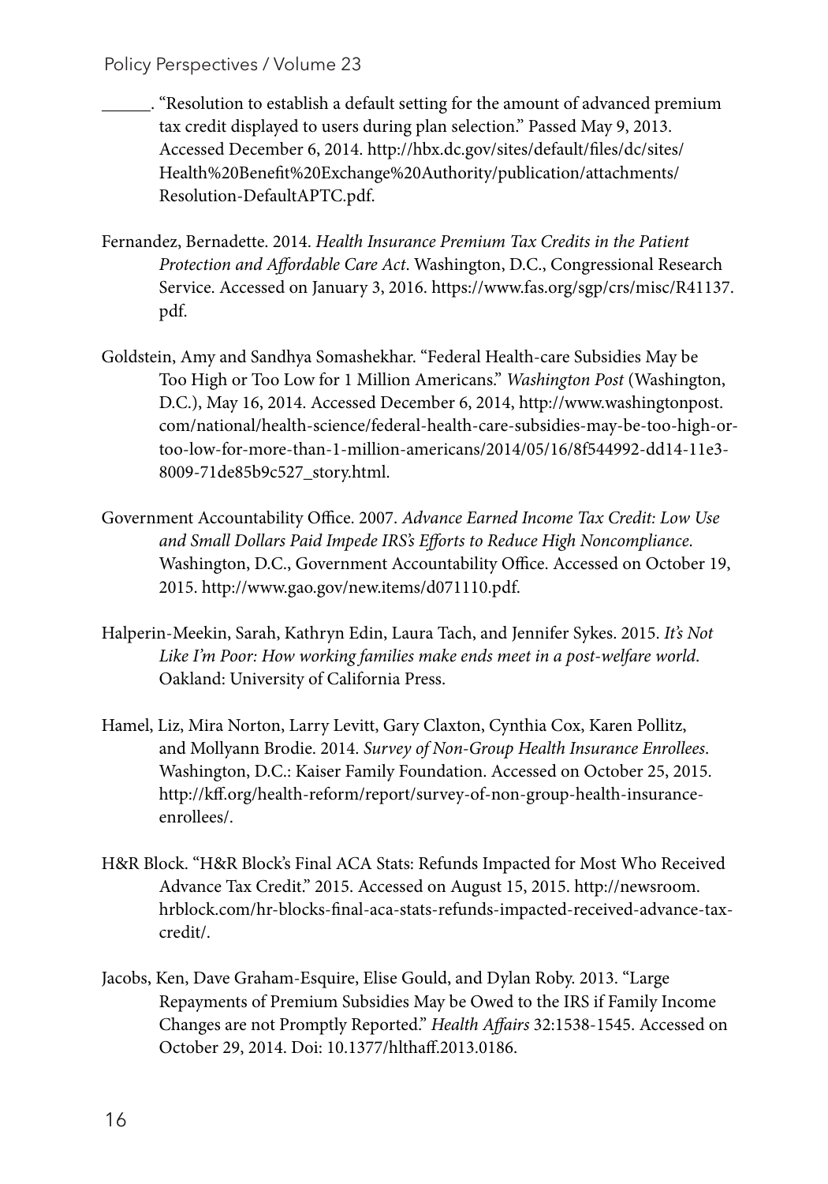______. "Resolution to establish a default setting for the amount of advanced premium tax credit displayed to users during plan selection." Passed May 9, 2013. Accessed December 6, 2014. http://hbx.dc.gov/sites/default/files/dc/sites/Health%20Benefit%20Exchange%20Authority/publication/attachments/Resolution-DefaultAPTC.pdf.

Fernandez, Bernadette. 2014. *Health Insurance Premium Tax Credits in the Patient Protection and Affordable Care Act*. Washington, D.C., Congressional Research Service. Accessed on January 3, 2016. https://www.fas.org/sgp/crs/misc/R41137.pdf.

Goldstein, Amy and Sandhya Somashekhar. "Federal Health-care Subsidies May be Too High or Too Low for 1 Million Americans." *Washington Post* (Washington, D.C.), May 16, 2014. Accessed December 6, 2014, http://www.washingtonpost.com/national/health-science/federal-health-care-subsidies-may-be-too-high-or-too-low-for-more-than-1-million-americans/2014/05/16/8f544992-dd14-11e3-8009-71de85b9c527_story.html.

Government Accountability Office. 2007. *Advance Earned Income Tax Credit: Low Use and Small Dollars Paid Impede IRS's Efforts to Reduce High Noncompliance*. Washington, D.C., Government Accountability Office. Accessed on October 19, 2015. http://www.gao.gov/new.items/d071110.pdf.

Halperin-Meekin, Sarah, Kathryn Edin, Laura Tach, and Jennifer Sykes. 2015. *It's Not Like I'm Poor: How working families make ends meet in a post-welfare world*. Oakland: University of California Press.

Hamel, Liz, Mira Norton, Larry Levitt, Gary Claxton, Cynthia Cox, Karen Pollitz, and Mollyann Brodie. 2014. *Survey of Non-Group Health Insurance Enrollees*. Washington, D.C.: Kaiser Family Foundation. Accessed on October 25, 2015. http://kff.org/health-reform/report/survey-of-non-group-health-insurance-enrollees/.

H&R Block. "H&R Block's Final ACA Stats: Refunds Impacted for Most Who Received Advance Tax Credit." 2015. Accessed on August 15, 2015. http://newsroom.hrblock.com/hr-blocks-final-aca-stats-refunds-impacted-received-advance-tax-credit/.

Jacobs, Ken, Dave Graham-Esquire, Elise Gould, and Dylan Roby. 2013. "Large Repayments of Premium Subsidies May be Owed to the IRS if Family Income Changes are not Promptly Reported." *Health Affairs* 32:1538-1545. Accessed on October 29, 2014. Doi: 10.1377/hlthaff.2013.0186.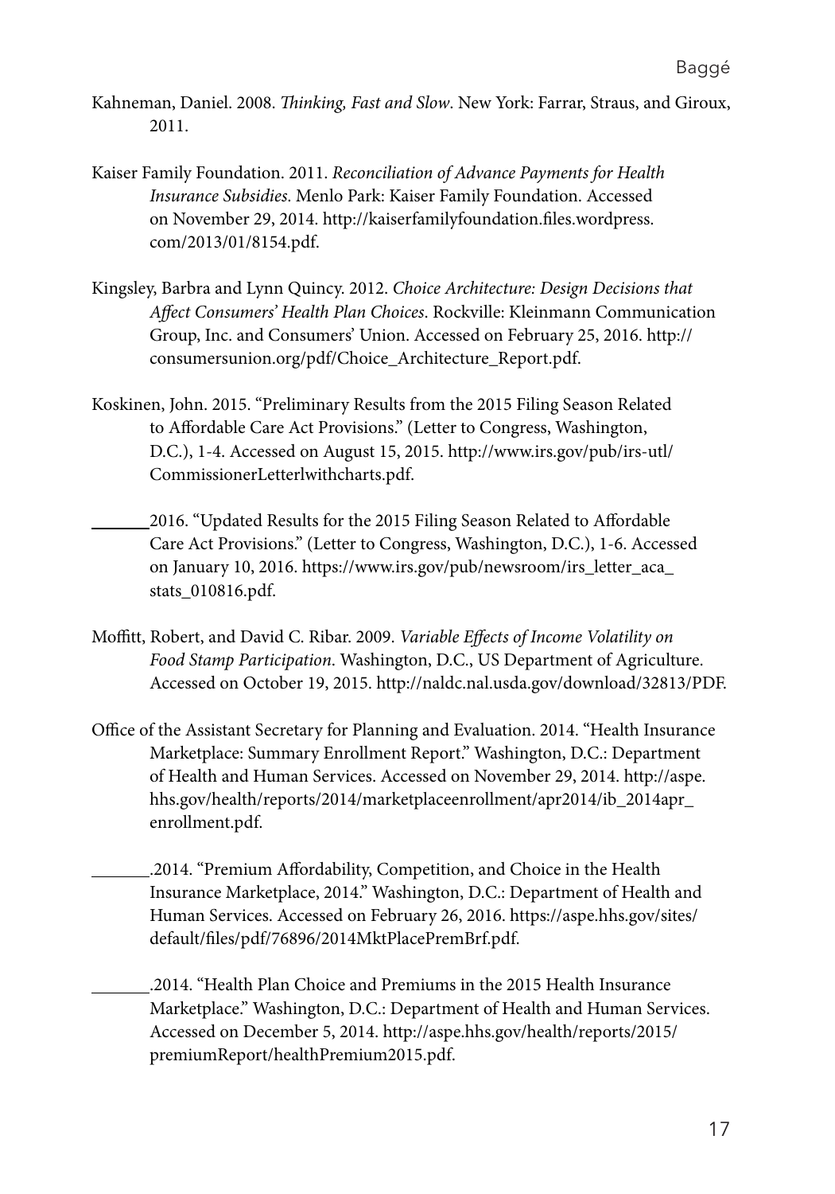Kahneman, Daniel. 2008. *Thinking, Fast and Slow*. New York: Farrar, Straus, and Giroux, 2011.

Kaiser Family Foundation. 2011. *Reconciliation of Advance Payments for Health Insurance Subsidies*. Menlo Park: Kaiser Family Foundation. Accessed on November 29, 2014. http://kaiserfamilyfoundation.files.wordpress.com/2013/01/8154.pdf.

Kingsley, Barbra and Lynn Quincy. 2012. *Choice Architecture: Design Decisions that Affect Consumers' Health Plan Choices*. Rockville: Kleinmann Communication Group, Inc. and Consumers' Union. Accessed on February 25, 2016. http://consumersunion.org/pdf/Choice_Architecture_Report.pdf.

Koskinen, John. 2015. "Preliminary Results from the 2015 Filing Season Related to Affordable Care Act Provisions." (Letter to Congress, Washington, D.C.), 1-4. Accessed on August 15, 2015. http://www.irs.gov/pub/irs-utl/CommissionerLetterlwithcharts.pdf.

_______2016. "Updated Results for the 2015 Filing Season Related to Affordable Care Act Provisions." (Letter to Congress, Washington, D.C.), 1-6. Accessed on January 10, 2016. https://www.irs.gov/pub/newsroom/irs_letter_aca_stats_010816.pdf.

Moffitt, Robert, and David C. Ribar. 2009. *Variable Effects of Income Volatility on Food Stamp Participation*. Washington, D.C., US Department of Agriculture. Accessed on October 19, 2015. http://naldc.nal.usda.gov/download/32813/PDF.

Office of the Assistant Secretary for Planning and Evaluation. 2014. "Health Insurance Marketplace: Summary Enrollment Report." Washington, D.C.: Department of Health and Human Services. Accessed on November 29, 2014. http://aspe.hhs.gov/health/reports/2014/marketplaceenrollment/apr2014/ib_2014apr_enrollment.pdf.

_______.2014. "Premium Affordability, Competition, and Choice in the Health Insurance Marketplace, 2014." Washington, D.C.: Department of Health and Human Services. Accessed on February 26, 2016. https://aspe.hhs.gov/sites/default/files/pdf/76896/2014MktPlacePremBrf.pdf.

_______.2014. "Health Plan Choice and Premiums in the 2015 Health Insurance Marketplace." Washington, D.C.: Department of Health and Human Services. Accessed on December 5, 2014. http://aspe.hhs.gov/health/reports/2015/premiumReport/healthPremium2015.pdf.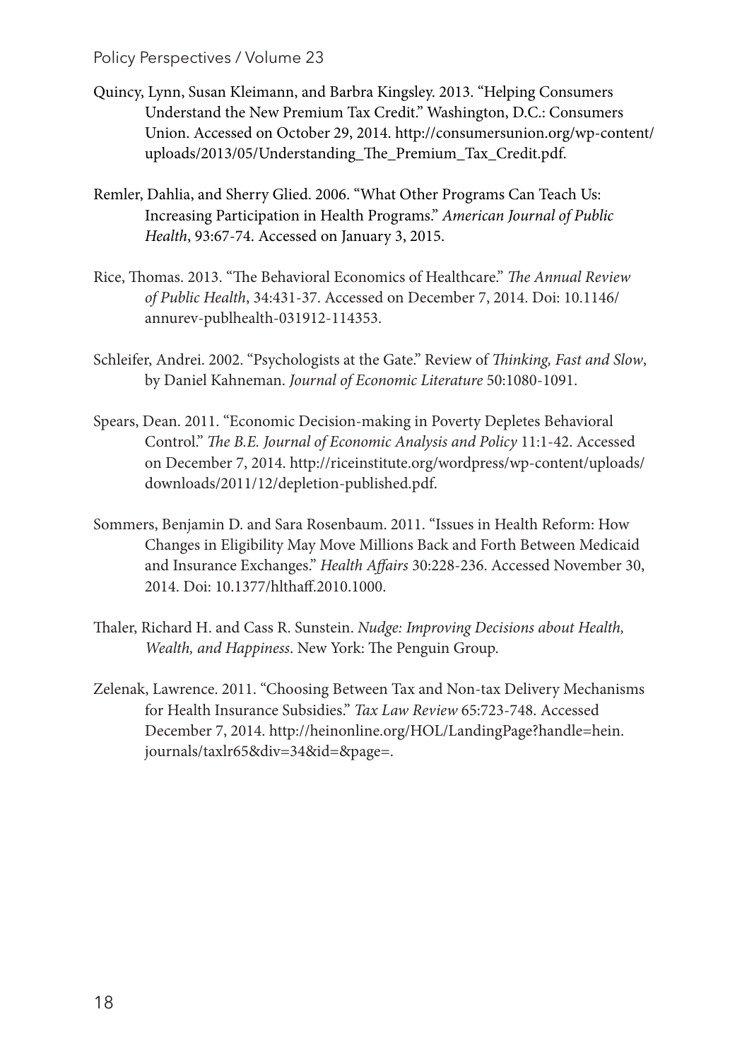Quincy, Lynn, Susan Kleimann, and Barbra Kingsley. 2013. "Helping Consumers Understand the New Premium Tax Credit." Washington, D.C.: Consumers Union. Accessed on October 29, 2014. http://consumersunion.org/wp-content/uploads/2013/05/Understanding_The_Premium_Tax_Credit.pdf.

Remler, Dahlia, and Sherry Glied. 2006. "What Other Programs Can Teach Us: Increasing Participation in Health Programs." *American Journal of Public Health*, 93:67-74. Accessed on January 3, 2015.

Rice, Thomas. 2013. "The Behavioral Economics of Healthcare." *The Annual Review of Public Health*, 34:431-37. Accessed on December 7, 2014. Doi: 10.1146/annurev-publhealth-031912-114353.

Schleifer, Andrei. 2002. "Psychologists at the Gate." Review of *Thinking, Fast and Slow*, by Daniel Kahneman. *Journal of Economic Literature* 50:1080-1091.

Spears, Dean. 2011. "Economic Decision-making in Poverty Depletes Behavioral Control." *The B.E. Journal of Economic Analysis and Policy* 11:1-42. Accessed on December 7, 2014. http://riceinstitute.org/wordpress/wp-content/uploads/downloads/2011/12/depletion-published.pdf.

Sommers, Benjamin D. and Sara Rosenbaum. 2011. "Issues in Health Reform: How Changes in Eligibility May Move Millions Back and Forth Between Medicaid and Insurance Exchanges." *Health Affairs* 30:228-236. Accessed November 30, 2014. Doi: 10.1377/hlthaff.2010.1000.

Thaler, Richard H. and Cass R. Sunstein. *Nudge: Improving Decisions about Health, Wealth, and Happiness*. New York: The Penguin Group.

Zelenak, Lawrence. 2011. "Choosing Between Tax and Non-tax Delivery Mechanisms for Health Insurance Subsidies." *Tax Law Review* 65:723-748. Accessed December 7, 2014. http://heinonline.org/HOL/LandingPage?handle=hein.journals/taxlr65&div=34&id=&page=.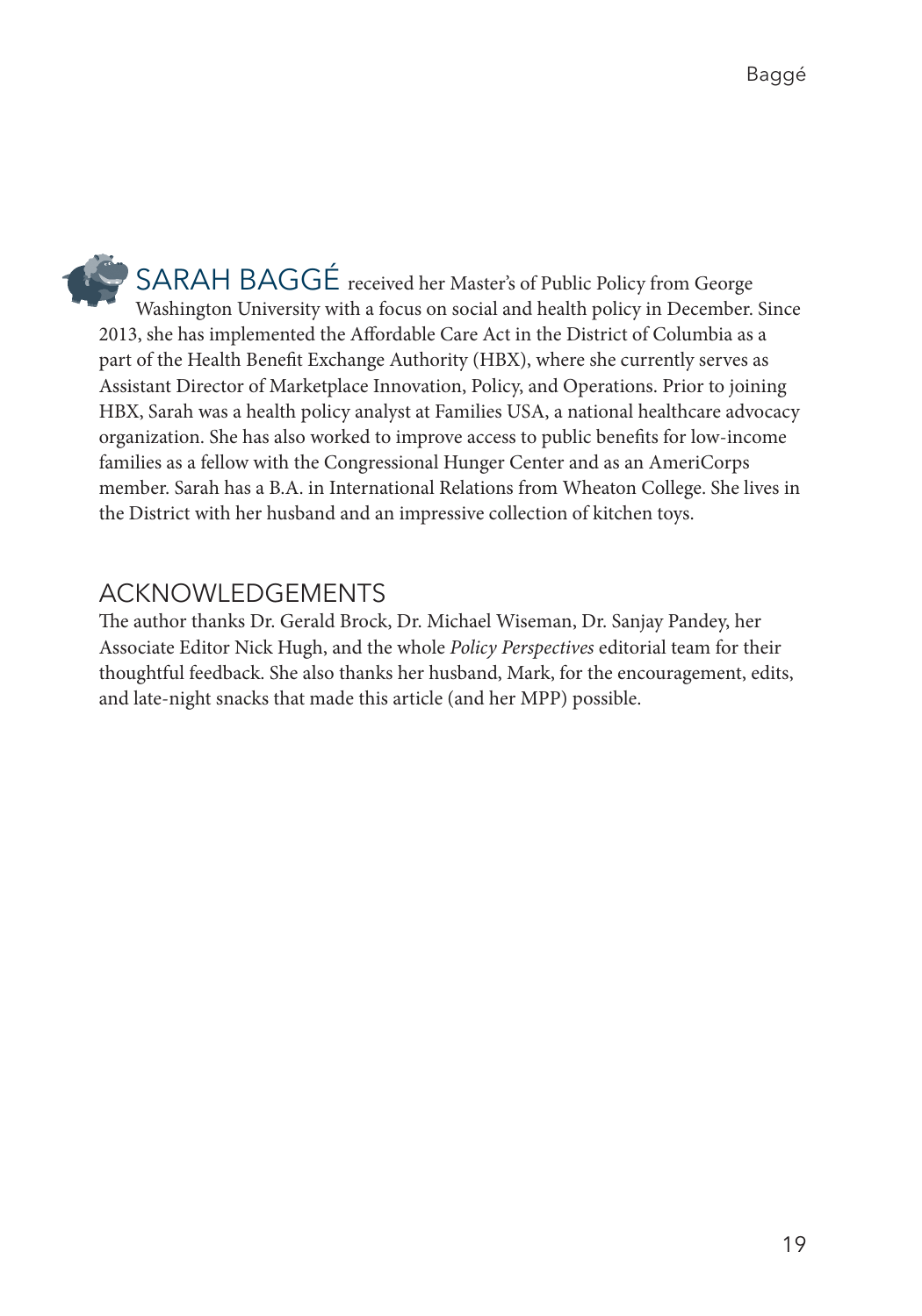SARAH BAGGÉ received her Master's of Public Policy from George Washington University with a focus on social and health policy in December. Since 2013, she has implemented the Affordable Care Act in the District of Columbia as a part of the Health Benefit Exchange Authority (HBX), where she currently serves as Assistant Director of Marketplace Innovation, Policy, and Operations. Prior to joining HBX, Sarah was a health policy analyst at Families USA, a national healthcare advocacy organization. She has also worked to improve access to public benefits for low-income families as a fellow with the Congressional Hunger Center and as an AmeriCorps member. Sarah has a B.A. in International Relations from Wheaton College. She lives in the District with her husband and an impressive collection of kitchen toys.

## ACKNOWLEDGEMENTS

The author thanks Dr. Gerald Brock, Dr. Michael Wiseman, Dr. Sanjay Pandey, her Associate Editor Nick Hugh, and the whole *Policy Perspectives* editorial team for their thoughtful feedback. She also thanks her husband, Mark, for the encouragement, edits, and late-night snacks that made this article (and her MPP) possible.